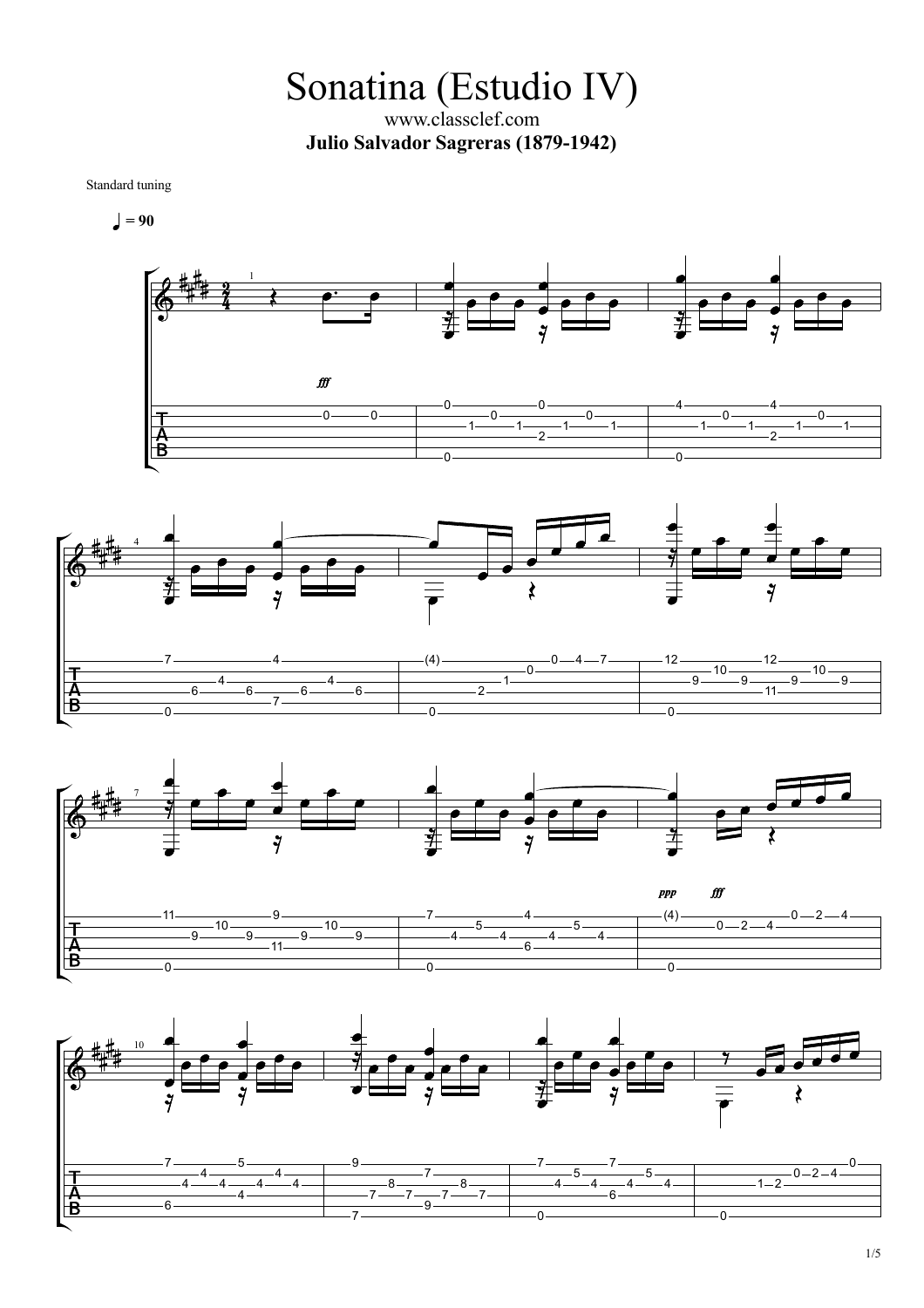# Sonatina (Estudio IV)

www.classclef.com

**Julio Salvador Sagreras (1879-1942)**

Standard tuning

♩ = 90